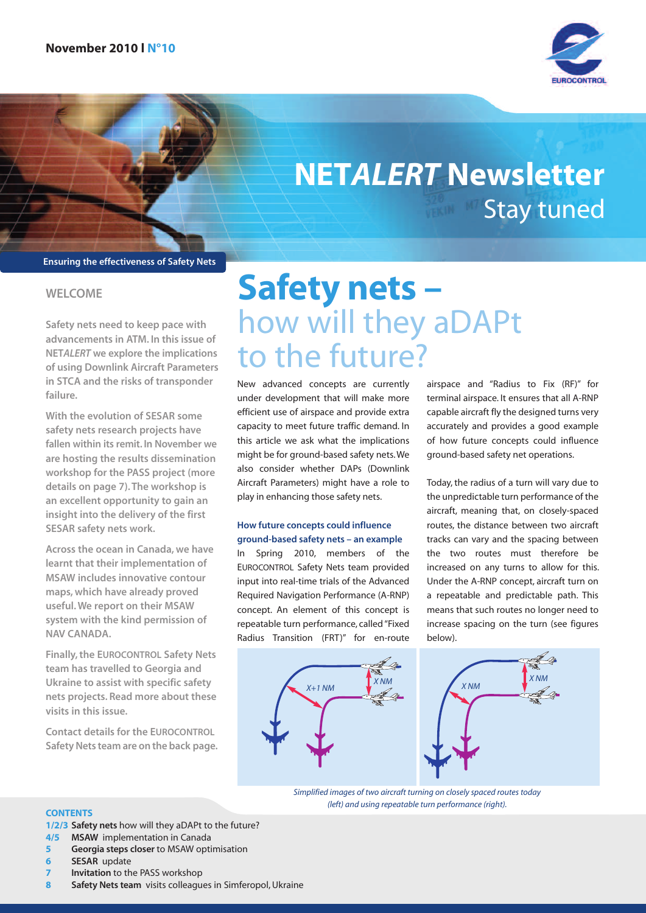November 2010 I N°10

# NET*ALERT* Newsletter

Stay tuned

Ensuring the effectiveness of Safety Nets

## WELCOME

**Safety nets need to keep pace with advancements in ATM. In this issue of NET*ALERT* we explore the implications of using Downlink Aircraft Parameters in STCA and the risks of transponder failure.**

**With the evolution of SESAR some safety nets research projects have fallen within its remit. In November we are hosting the results dissemination workshop for the PASS project (more details on page 7). The workshop is an excellent opportunity to gain an insight into the delivery of the first SESAR safety nets work.**

**Across the ocean in Canada, we have learnt that their implementation of MSAW includes innovative contour maps, which have already proved useful. We report on their MSAW system with the kind permission of NAV CANADA.**

**Finally, the EUROCONTROL Safety Nets team has travelled to Georgia and Ukraine to assist with specific safety nets projects. Read more about these visits in this issue.**

**Contact details for the EUROCONTROL Safety Nets team are on the back page.**

# Safety nets – how will they aDAPt to the future?

New advanced concepts are currently under development that will make more efficient use of airspace and provide extra capacity to meet future traffic demand. In this article we ask what the implications might be for ground-based safety nets. We also consider whether DAPs (Downlink Aircraft Parameters) might have a role to play in enhancing those safety nets.

### How future concepts could influence ground-based safety nets – an example

In Spring 2010, members of the EUROCONTROL Safety Nets team provided input into real-time trials of the Advanced Required Navigation Performance (A-RNP) concept. An element of this concept is repeatable turn performance, called "Fixed Radius Transition (FRT)" for en-route airspace and "Radius to Fix (RF)" for terminal airspace. It ensures that all A-RNP capable aircraft fly the designed turns very accurately and provides a good example of how future concepts could influence ground-based safety net operations.

Today, the radius of a turn will vary due to the unpredictable turn performance of the aircraft, meaning that, on closely-spaced routes, the distance between two aircraft tracks can vary and the spacing between the two routes must therefore be increased on any turns to allow for this. Under the A-RNP concept, aircraft turn on a repeatable and predictable path. This means that such routes no longer need to increase spacing on the turn (see figures below).

*Simplified images of two aircraft turning on closely spaced routes today (left) and using repeatable turn performance (right).*

**CONTENTS**

- 1/2/3 **Safety nets** how will they aDAPt to the future?
- 4/5 **MSAW** implementation in Canada
- 5 **Georgia steps closer** to MSAW optimisation
- 6 **SESAR** update
- 7 **Invitation** to the PASS workshop
- 8 **Safety Nets team** visits colleagues in Simferopol, Ukraine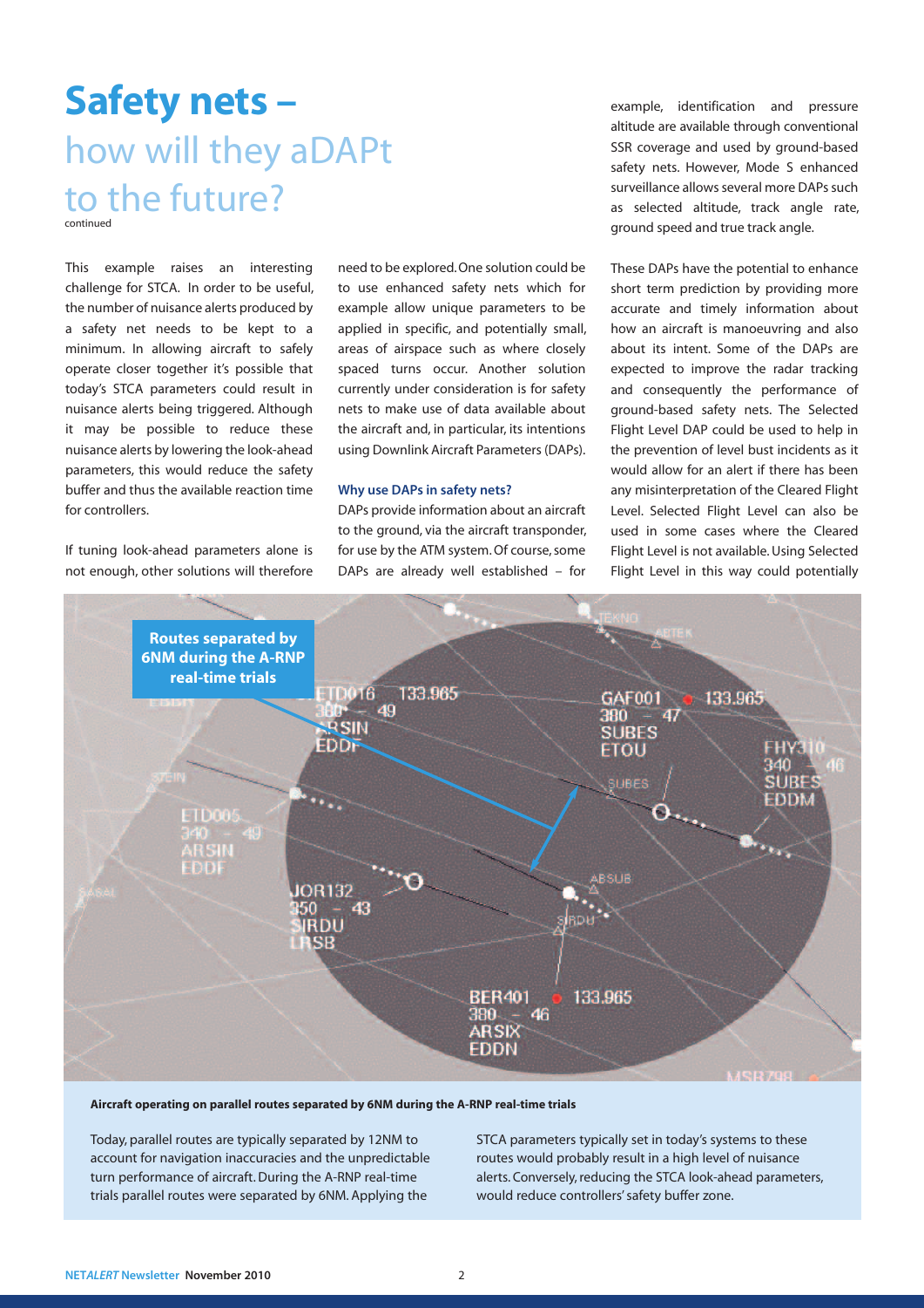# Safety nets – how will they aDAPt to the future?

continued

This example raises an interesting challenge for STCA. In order to be useful, the number of nuisance alerts produced by a safety net needs to be kept to a minimum. In allowing aircraft to safely operate closer together it's possible that today's STCA parameters could result in nuisance alerts being triggered. Although it may be possible to reduce these nuisance alerts by lowering the look-ahead parameters, this would reduce the safety buffer and thus the available reaction time for controllers.

If tuning look-ahead parameters alone is not enough, other solutions will therefore need to be explored. One solution could be to use enhanced safety nets which for example allow unique parameters to be applied in specific, and potentially small, areas of airspace such as where closely spaced turns occur. Another solution currently under consideration is for safety nets to make use of data available about the aircraft and, in particular, its intentions using Downlink Aircraft Parameters (DAPs).

### Why use DAPs in safety nets?

DAPs provide information about an aircraft to the ground, via the aircraft transponder, for use by the ATM system. Of course, some DAPs are already well established – for example, identification and pressure altitude are available through conventional SSR coverage and used by ground-based safety nets. However, Mode S enhanced surveillance allows several more DAPs such as selected altitude, track angle rate, ground speed and true track angle.

These DAPs have the potential to enhance short term prediction by providing more accurate and timely information about how an aircraft is manoeuvring and also about its intent. Some of the DAPs are expected to improve the radar tracking and consequently the performance of ground-based safety nets. The Selected Flight Level DAP could be used to help in the prevention of level bust incidents as it would allow for an alert if there has been any misinterpretation of the Cleared Flight Level. Selected Flight Level can also be used in some cases where the Cleared Flight Level is not available. Using Selected Flight Level in this way could potentially

Routes separated by 6NM during the A-RNP real-time trials

**Aircraft operating on parallel routes separated by 6NM during the A-RNP real-time trials**

Today, parallel routes are typically separated by 12NM to account for navigation inaccuracies and the unpredictable turn performance of aircraft. During the A-RNP real-time trials parallel routes were separated by 6NM. Applying the STCA parameters typically set in today's systems to these routes would probably result in a high level of nuisance alerts. Conversely, reducing the STCA look-ahead parameters, would reduce controllers' safety buffer zone.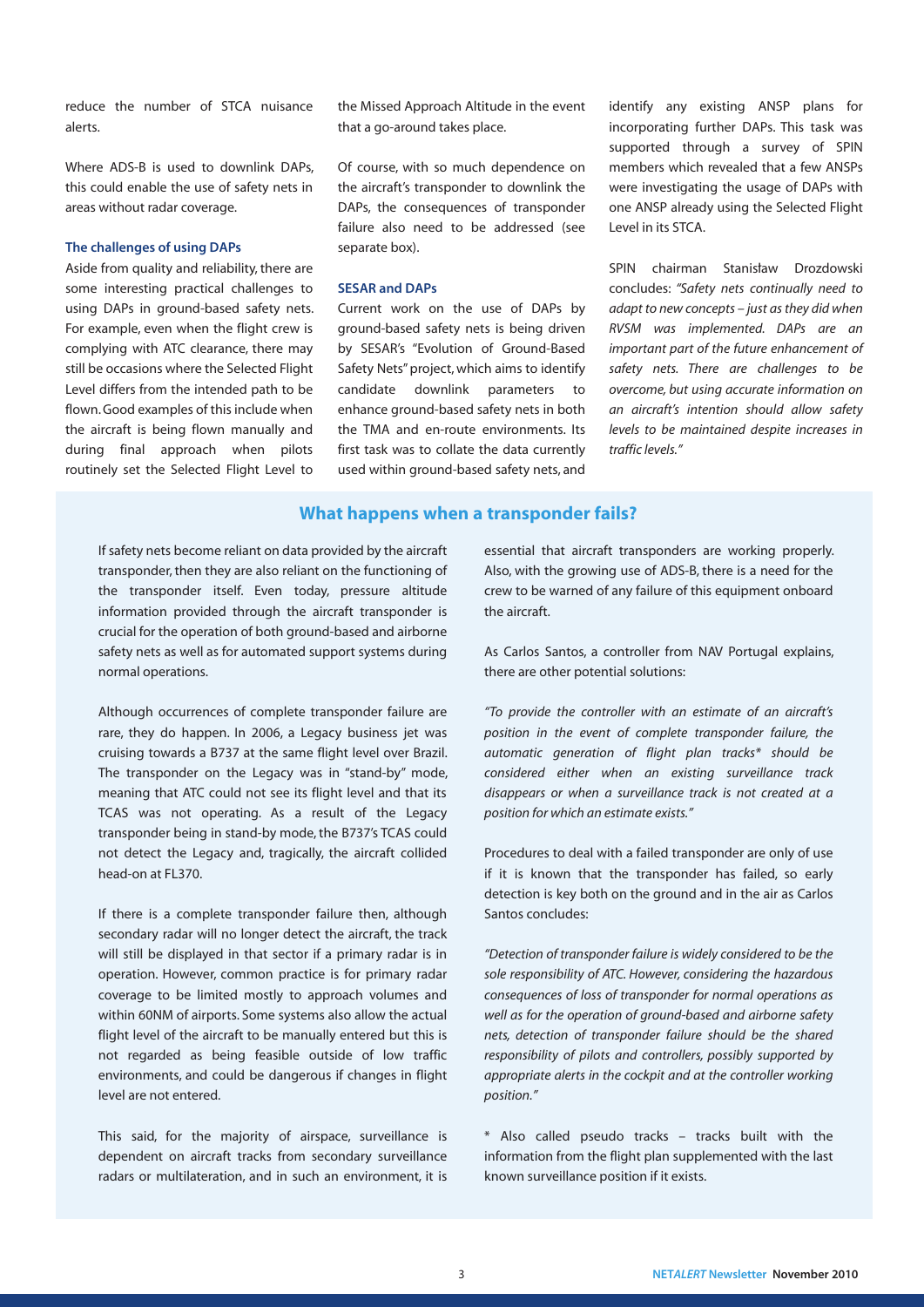reduce the number of STCA nuisance alerts.

Where ADS-B is used to downlink DAPs, this could enable the use of safety nets in areas without radar coverage.

### The challenges of using DAPs

Aside from quality and reliability, there are some interesting practical challenges to using DAPs in ground-based safety nets. For example, even when the flight crew is complying with ATC clearance, there may still be occasions where the Selected Flight Level differs from the intended path to be flown. Good examples of this include when the aircraft is being flown manually and during final approach when pilots routinely set the Selected Flight Level to the Missed Approach Altitude in the event that a go-around takes place.

Of course, with so much dependence on the aircraft's transponder to downlink the DAPs, the consequences of transponder failure also need to be addressed (see separate box).

### SESAR and DAPs

Current work on the use of DAPs by ground-based safety nets is being driven by SESAR's "Evolution of Ground-Based Safety Nets" project, which aims to identify candidate downlink parameters to enhance ground-based safety nets in both the TMA and en-route environments. Its first task was to collate the data currently used within ground-based safety nets, and identify any existing ANSP plans for incorporating further DAPs. This task was supported through a survey of SPIN members which revealed that a few ANSPs were investigating the usage of DAPs with one ANSP already using the Selected Flight Level in its STCA.

SPIN chairman Stanisław Drozdowski concludes: *"Safety nets continually need to adapt to new concepts – just as they did when RVSM was implemented. DAPs are an important part of the future enhancement of safety nets. There are challenges to be overcome, but using accurate information on an aircraft's intention should allow safety levels to be maintained despite increases in traffic levels."*

## What happens when a transponder fails?

If safety nets become reliant on data provided by the aircraft transponder, then they are also reliant on the functioning of the transponder itself. Even today, pressure altitude information provided through the aircraft transponder is crucial for the operation of both ground-based and airborne safety nets as well as for automated support systems during normal operations.

Although occurrences of complete transponder failure are rare, they do happen. In 2006, a Legacy business jet was cruising towards a B737 at the same flight level over Brazil. The transponder on the Legacy was in "stand-by" mode, meaning that ATC could not see its flight level and that its TCAS was not operating. As a result of the Legacy transponder being in stand-by mode, the B737's TCAS could not detect the Legacy and, tragically, the aircraft collided head-on at FL370.

If there is a complete transponder failure then, although secondary radar will no longer detect the aircraft, the track will still be displayed in that sector if a primary radar is in operation. However, common practice is for primary radar coverage to be limited mostly to approach volumes and within 60NM of airports. Some systems also allow the actual flight level of the aircraft to be manually entered but this is not regarded as being feasible outside of low traffic environments, and could be dangerous if changes in flight level are not entered.

This said, for the majority of airspace, surveillance is dependent on aircraft tracks from secondary surveillance radars or multilateration, and in such an environment, it is essential that aircraft transponders are working properly. Also, with the growing use of ADS-B, there is a need for the crew to be warned of any failure of this equipment onboard the aircraft.

As Carlos Santos, a controller from NAV Portugal explains, there are other potential solutions:

*"To provide the controller with an estimate of an aircraft's position in the event of complete transponder failure, the automatic generation of flight plan tracks* should be considered either when an existing surveillance track disappears or when a surveillance track is not created at a position for which an estimate exists."*

Procedures to deal with a failed transponder are only of use if it is known that the transponder has failed, so early detection is key both on the ground and in the air as Carlos Santos concludes:

*"Detection of transponder failure is widely considered to be the sole responsibility of ATC. However, considering the hazardous consequences of loss of transponder for normal operations as well as for the operation of ground-based and airborne safety nets, detection of transponder failure should be the shared responsibility of pilots and controllers, possibly supported by appropriate alerts in the cockpit and at the controller working position."*

\* Also called pseudo tracks – tracks built with the information from the flight plan supplemented with the last known surveillance position if it exists.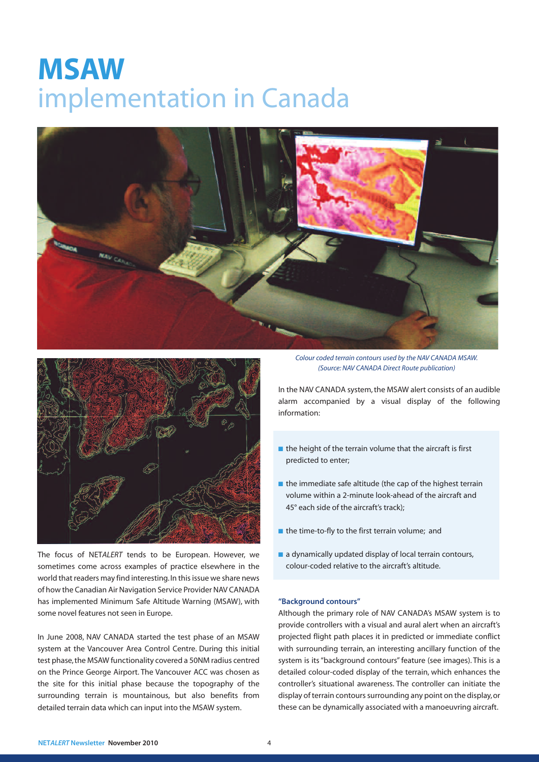# MSAW implementation in Canada

*Colour coded terrain contours used by the NAV CANADA MSAW. (Source: NAV CANADA Direct Route publication)*

The focus of NET*ALERT* tends to be European. However, we sometimes come across examples of practice elsewhere in the world that readers may find interesting. In this issue we share news of how the Canadian Air Navigation Service Provider NAV CANADA has implemented Minimum Safe Altitude Warning (MSAW), with some novel features not seen in Europe.

In June 2008, NAV CANADA started the test phase of an MSAW system at the Vancouver Area Control Centre. During this initial test phase, the MSAW functionality covered a 50NM radius centred on the Prince George Airport. The Vancouver ACC was chosen as the site for this initial phase because the topography of the surrounding terrain is mountainous, but also benefits from detailed terrain data which can input into the MSAW system.

In the NAV CANADA system, the MSAW alert consists of an audible alarm accompanied by a visual display of the following information:

- the height of the terrain volume that the aircraft is first predicted to enter;
- the immediate safe altitude (the cap of the highest terrain volume within a 2-minute look-ahead of the aircraft and 45° each side of the aircraft's track);
- the time-to-fly to the first terrain volume; and
- a dynamically updated display of local terrain contours, colour-coded relative to the aircraft's altitude.

### "Background contours"

Although the primary role of NAV CANADA's MSAW system is to provide controllers with a visual and aural alert when an aircraft's projected flight path places it in predicted or immediate conflict with surrounding terrain, an interesting ancillary function of the system is its "background contours" feature (see images). This is a detailed colour-coded display of the terrain, which enhances the controller's situational awareness. The controller can initiate the display of terrain contours surrounding any point on the display, or these can be dynamically associated with a manoeuvring aircraft.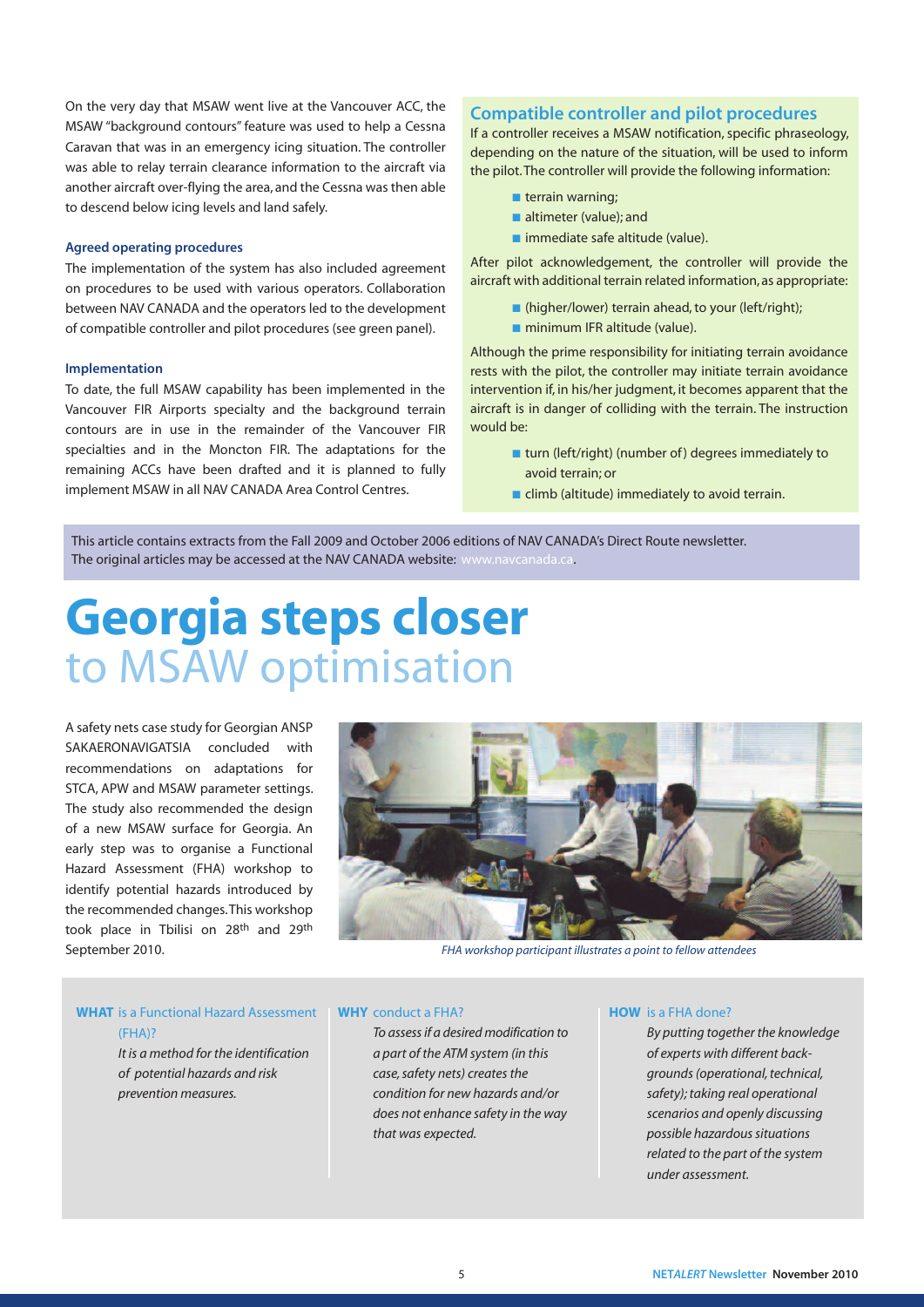On the very day that MSAW went live at the Vancouver ACC, the MSAW "background contours" feature was used to help a Cessna Caravan that was in an emergency icing situation. The controller was able to relay terrain clearance information to the aircraft via another aircraft over-flying the area, and the Cessna was then able to descend below icing levels and land safely.

#### Agreed operating procedures

The implementation of the system has also included agreement on procedures to be used with various operators. Collaboration between NAV CANADA and the operators led to the development of compatible controller and pilot procedures (see green panel).

#### Implementation

To date, the full MSAW capability has been implemented in the Vancouver FIR Airports specialty and the background terrain contours are in use in the remainder of the Vancouver FIR specialties and in the Moncton FIR. The adaptations for the remaining ACCs have been drafted and it is planned to fully implement MSAW in all NAV CANADA Area Control Centres.

### Compatible controller and pilot procedures

If a controller receives a MSAW notification, specific phraseology, depending on the nature of the situation, will be used to inform the pilot. The controller will provide the following information:

- terrain warning;
- altimeter (value); and
- immediate safe altitude (value).

After pilot acknowledgement, the controller will provide the aircraft with additional terrain related information, as appropriate:

- (higher/lower) terrain ahead, to your (left/right);
- minimum IFR altitude (value).

Although the prime responsibility for initiating terrain avoidance rests with the pilot, the controller may initiate terrain avoidance intervention if, in his/her judgment, it becomes apparent that the aircraft is in danger of colliding with the terrain. The instruction would be:

- turn (left/right) (number of) degrees immediately to avoid terrain; or
- climb (altitude) immediately to avoid terrain.

This article contains extracts from the Fall 2009 and October 2006 editions of NAV CANADA's Direct Route newsletter. The original articles may be accessed at the NAV CANADA website: www.navcanada.ca.

# Georgia steps closer to MSAW optimisation

A safety nets case study for Georgian ANSP SAKAERONAVIGATSIA concluded with recommendations on adaptations for STCA, APW and MSAW parameter settings. The study also recommended the design of a new MSAW surface for Georgia. An early step was to organise a Functional Hazard Assessment (FHA) workshop to identify potential hazards introduced by the recommended changes. This workshop took place in Tbilisi on 28th and 29th September 2010.

*FHA workshop participant illustrates a point to fellow attendees*

**WHAT** is a Functional Hazard Assessment (FHA)?
*It is a method for the identification of potential hazards and risk prevention measures.*

**WHY** conduct a FHA?
*To assess if a desired modification to a part of the ATM system (in this case, safety nets) creates the condition for new hazards and/or does not enhance safety in the way that was expected.*

**HOW** is a FHA done?
*By putting together the knowledge of experts with different backgrounds (operational, technical, safety); taking real operational scenarios and openly discussing possible hazardous situations related to the part of the system under assessment.*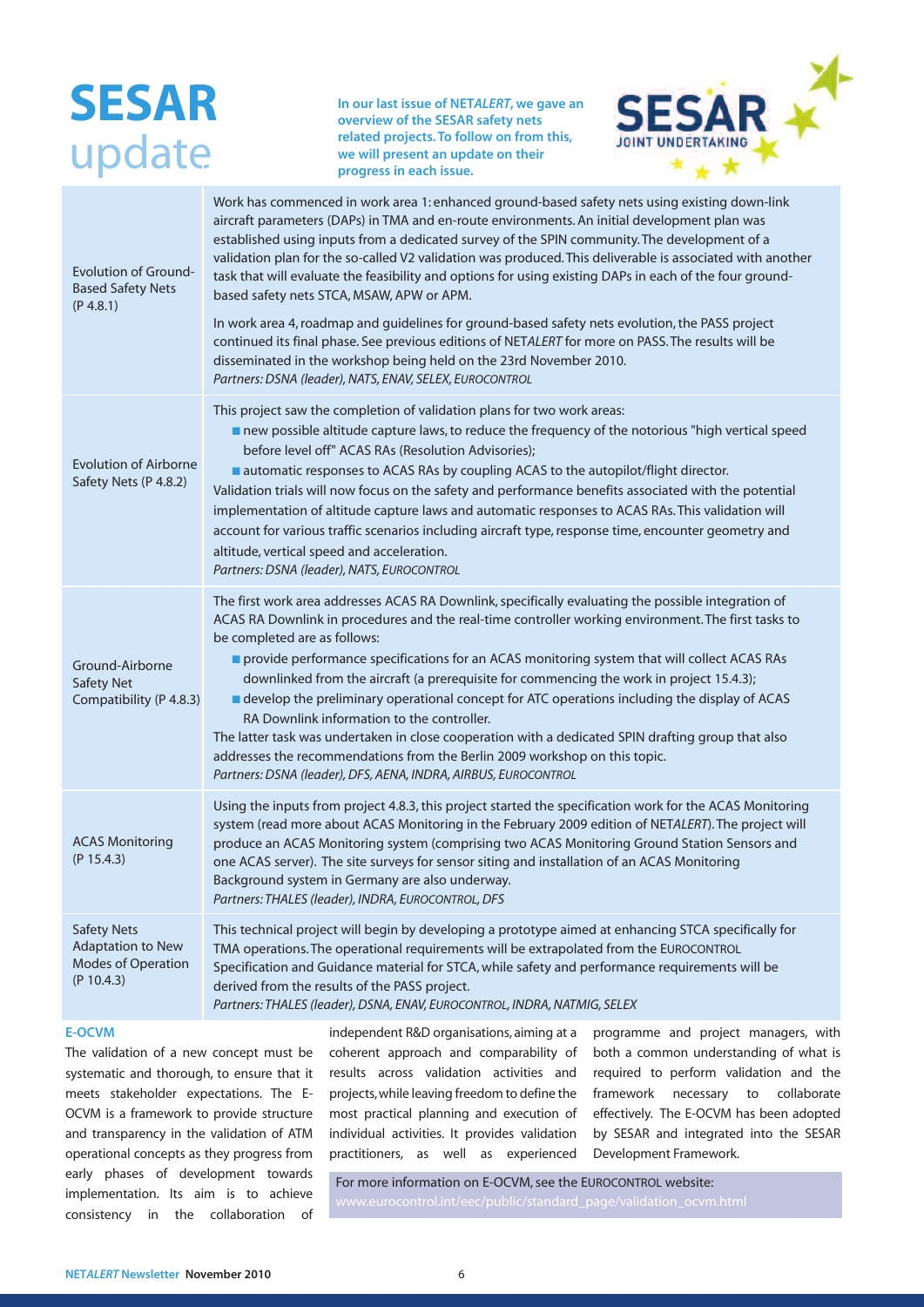# SESAR update

**In our last issue of NET*ALERT*, we gave an overview of the SESAR safety nets related projects. To follow on from this, we will present an update on their progress in each issue.**

| Project | Update |
|---|---|
| Evolution of Ground-Based Safety Nets (P 4.8.1) | Work has commenced in work area 1: enhanced ground-based safety nets using existing down-link aircraft parameters (DAPs) in TMA and en-route environments. An initial development plan was established using inputs from a dedicated survey of the SPIN community. The development of a validation plan for the so-called V2 validation was produced. This deliverable is associated with another task that will evaluate the feasibility and options for using existing DAPs in each of the four ground-based safety nets STCA, MSAW, APW or APM.<br><br>In work area 4, roadmap and guidelines for ground-based safety nets evolution, the PASS project continued its final phase. See previous editions of NET*ALERT* for more on PASS. The results will be disseminated in the workshop being held on the 23rd November 2010.<br>*Partners: DSNA (leader), NATS, ENAV, SELEX, EUROCONTROL* |
| Evolution of Airborne Safety Nets (P 4.8.2) | This project saw the completion of validation plans for two work areas:<br>■ new possible altitude capture laws, to reduce the frequency of the notorious "high vertical speed before level off" ACAS RAs (Resolution Advisories);<br>■ automatic responses to ACAS RAs by coupling ACAS to the autopilot/flight director.<br>Validation trials will now focus on the safety and performance benefits associated with the potential implementation of altitude capture laws and automatic responses to ACAS RAs. This validation will account for various traffic scenarios including aircraft type, response time, encounter geometry and altitude, vertical speed and acceleration.<br>*Partners: DSNA (leader), NATS, EUROCONTROL* |
| Ground-Airborne Safety Net Compatibility (P 4.8.3) | The first work area addresses ACAS RA Downlink, specifically evaluating the possible integration of ACAS RA Downlink in procedures and the real-time controller working environment. The first tasks to be completed are as follows:<br>■ provide performance specifications for an ACAS monitoring system that will collect ACAS RAs downlinked from the aircraft (a prerequisite for commencing the work in project 15.4.3);<br>■ develop the preliminary operational concept for ATC operations including the display of ACAS RA Downlink information to the controller.<br>The latter task was undertaken in close cooperation with a dedicated SPIN drafting group that also addresses the recommendations from the Berlin 2009 workshop on this topic.<br>*Partners: DSNA (leader), DFS, AENA, INDRA, AIRBUS, EUROCONTROL* |
| ACAS Monitoring (P 15.4.3) | Using the inputs from project 4.8.3, this project started the specification work for the ACAS Monitoring system (read more about ACAS Monitoring in the February 2009 edition of NET*ALERT*). The project will produce an ACAS Monitoring system (comprising two ACAS Monitoring Ground Station Sensors and one ACAS server). The site surveys for sensor siting and installation of an ACAS Monitoring Background system in Germany are also underway.<br>*Partners: THALES (leader), INDRA, EUROCONTROL, DFS* |
| Safety Nets Adaptation to New Modes of Operation (P 10.4.3) | This technical project will begin by developing a prototype aimed at enhancing STCA specifically for TMA operations. The operational requirements will be extrapolated from the EUROCONTROL Specification and Guidance material for STCA, while safety and performance requirements will be derived from the results of the PASS project.<br>*Partners: THALES (leader), DSNA, ENAV, EUROCONTROL, INDRA, NATMIG, SELEX* |

### E-OCVM

The validation of a new concept must be systematic and thorough, to ensure that it meets stakeholder expectations. The E-OCVM is a framework to provide structure and transparency in the validation of ATM operational concepts as they progress from early phases of development towards implementation. Its aim is to achieve consistency in the collaboration of independent R&D organisations, aiming at a coherent approach and comparability of results across validation activities and projects, while leaving freedom to define the most practical planning and execution of individual activities. It provides validation practitioners, as well as experienced programme and project managers, with both a common understanding of what is required to perform validation and the framework necessary to collaborate effectively. The E-OCVM has been adopted by SESAR and integrated into the SESAR Development Framework.

For more information on E-OCVM, see the EUROCONTROL website:
www.eurocontrol.int/eec/public/standard_page/validation_ocvm.html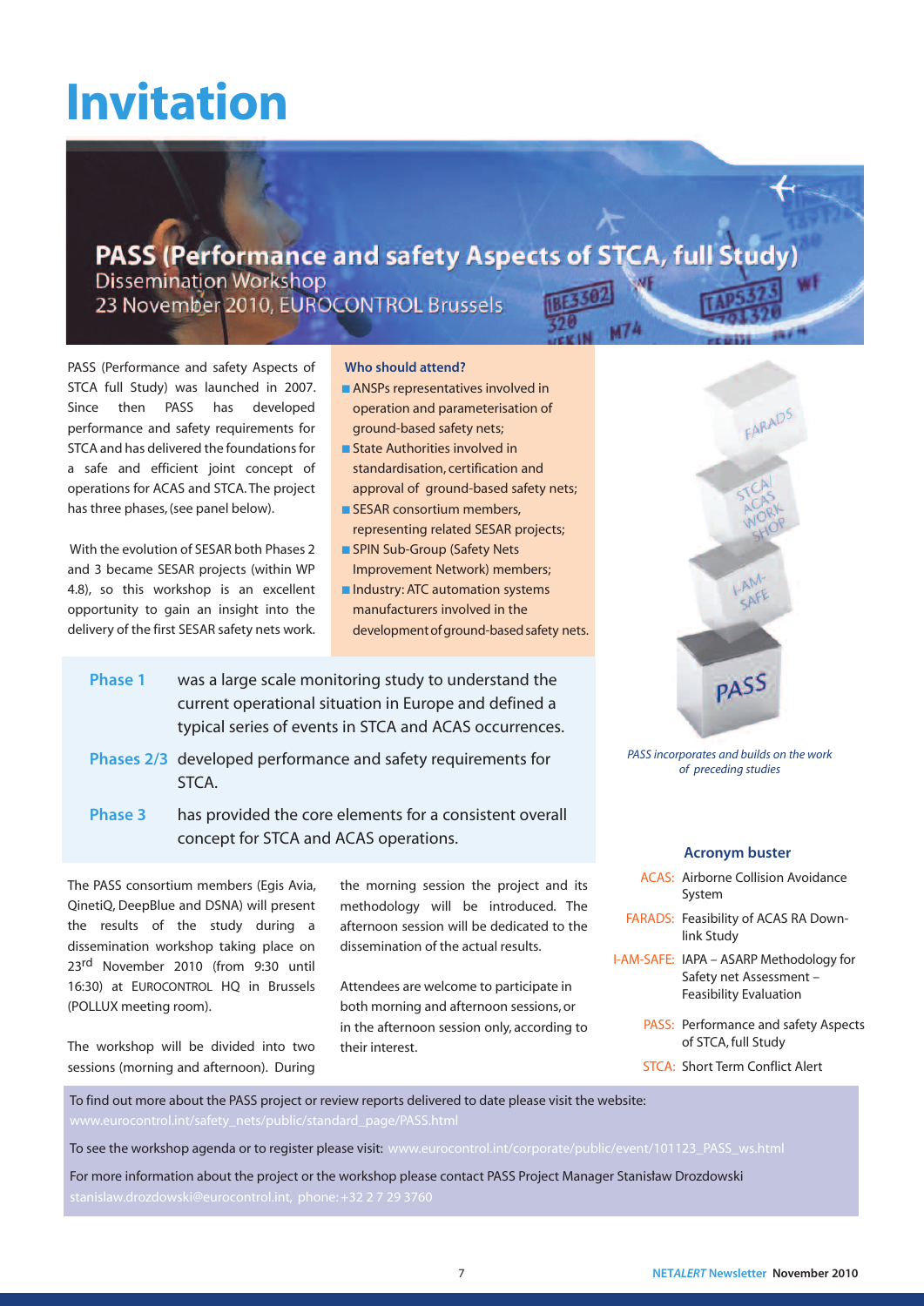# Invitation

## PASS (Performance and safety Aspects of STCA, full Study)

Dissemination Workshop
23 November 2010, EUROCONTROL Brussels

PASS (Performance and safety Aspects of STCA full Study) was launched in 2007. Since then PASS has developed performance and safety requirements for STCA and has delivered the foundations for a safe and efficient joint concept of operations for ACAS and STCA. The project has three phases, (see panel below).

With the evolution of SESAR both Phases 2 and 3 became SESAR projects (within WP 4.8), so this workshop is an excellent opportunity to gain an insight into the delivery of the first SESAR safety nets work.

**Who should attend?**

- ANSPs representatives involved in operation and parameterisation of ground-based safety nets;
- State Authorities involved in standardisation, certification and approval of ground-based safety nets;
- SESAR consortium members, representing related SESAR projects;
- SPIN Sub-Group (Safety Nets Improvement Network) members;
- Industry: ATC automation systems manufacturers involved in the development of ground-based safety nets.

**Phase 1** was a large scale monitoring study to understand the current operational situation in Europe and defined a typical series of events in STCA and ACAS occurrences.

**Phases 2/3** developed performance and safety requirements for STCA.

**Phase 3** has provided the core elements for a consistent overall concept for STCA and ACAS operations.

*PASS incorporates and builds on the work of preceding studies*

The PASS consortium members (Egis Avia, QinetiQ, DeepBlue and DSNA) will present the results of the study during a dissemination workshop taking place on 23rd November 2010 (from 9:30 until 16:30) at EUROCONTROL HQ in Brussels (POLLUX meeting room).

The workshop will be divided into two sessions (morning and afternoon). During the morning session the project and its methodology will be introduced. The afternoon session will be dedicated to the dissemination of the actual results.

Attendees are welcome to participate in both morning and afternoon sessions, or in the afternoon session only, according to their interest.

### Acronym buster

- ACAS: Airborne Collision Avoidance System
- FARADS: Feasibility of ACAS RA Down-link Study
- I-AM-SAFE: IAPA – ASARP Methodology for Safety net Assessment – Feasibility Evaluation
- PASS: Performance and safety Aspects of STCA, full Study
- STCA: Short Term Conflict Alert

To find out more about the PASS project or review reports delivered to date please visit the website:
www.eurocontrol.int/safety_nets/public/standard_page/PASS.html

To see the workshop agenda or to register please visit: www.eurocontrol.int/corporate/public/event/101123_PASS_ws.html

For more information about the project or the workshop please contact PASS Project Manager Stanisław Drozdowski
stanislaw.drozdowski@eurocontrol.int, phone: +32 2 7 29 3760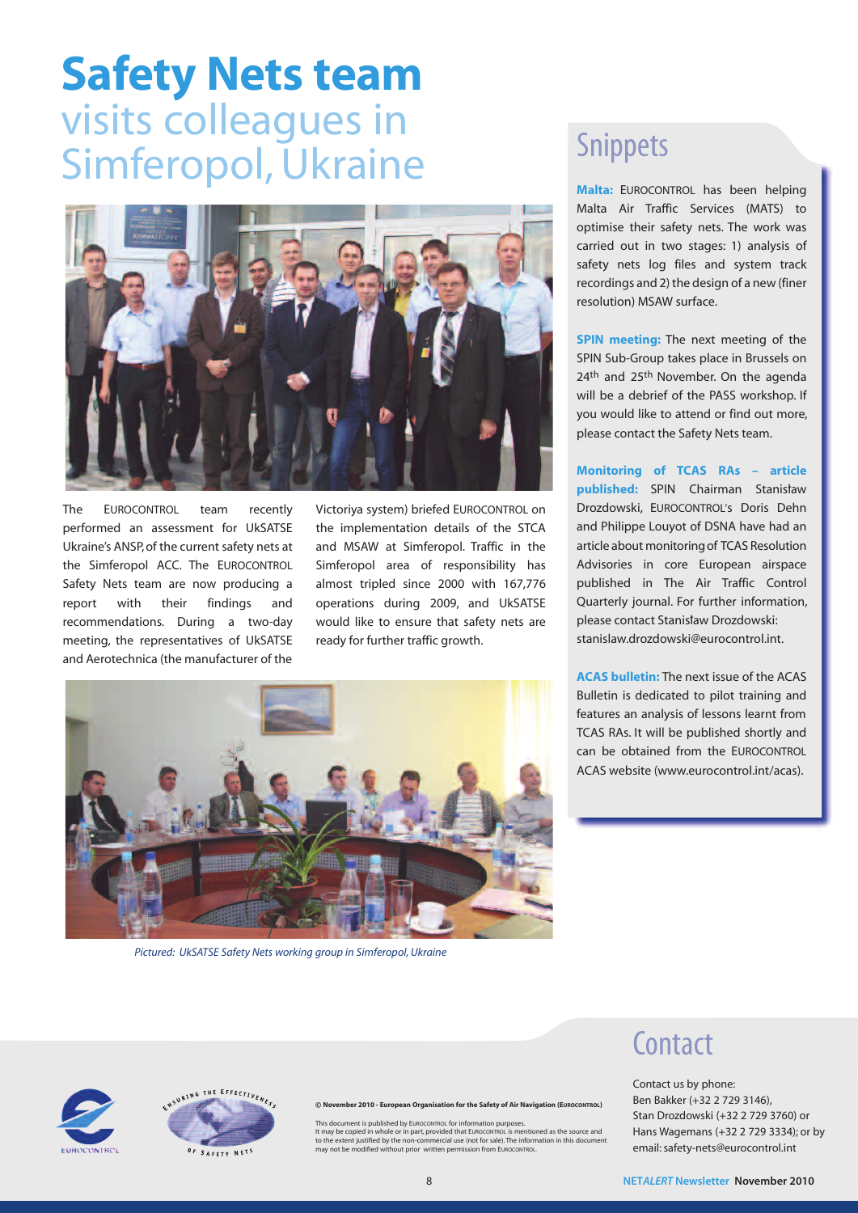# Safety Nets team visits colleagues in Simferopol, Ukraine

The EUROCONTROL team recently performed an assessment for UkSATSE Ukraine's ANSP, of the current safety nets at the Simferopol ACC. The EUROCONTROL Safety Nets team are now producing a report with their findings and recommendations. During a two-day meeting, the representatives of UkSATSE and Aerotechnica (the manufacturer of the Victoriya system) briefed EUROCONTROL on the implementation details of the STCA and MSAW at Simferopol. Traffic in the Simferopol area of responsibility has almost tripled since 2000 with 167,776 operations during 2009, and UkSATSE would like to ensure that safety nets are ready for further traffic growth.

*Pictured: UkSATSE Safety Nets working group in Simferopol, Ukraine*

## Snippets

**Malta:** EUROCONTROL has been helping Malta Air Traffic Services (MATS) to optimise their safety nets. The work was carried out in two stages: 1) analysis of safety nets log files and system track recordings and 2) the design of a new (finer resolution) MSAW surface.

**SPIN meeting:** The next meeting of the SPIN Sub-Group takes place in Brussels on 24th and 25th November. On the agenda will be a debrief of the PASS workshop. If you would like to attend or find out more, please contact the Safety Nets team.

**Monitoring of TCAS RAs – article published:** SPIN Chairman Stanisław Drozdowski, EUROCONTROL's Doris Dehn and Philippe Louyot of DSNA have had an article about monitoring of TCAS Resolution Advisories in core European airspace published in The Air Traffic Control Quarterly journal. For further information, please contact Stanisław Drozdowski: stanislaw.drozdowski@eurocontrol.int.

**ACAS bulletin:** The next issue of the ACAS Bulletin is dedicated to pilot training and features an analysis of lessons learnt from TCAS RAs. It will be published shortly and can be obtained from the EUROCONTROL ACAS website (www.eurocontrol.int/acas).

## Contact

Contact us by phone:
Ben Bakker (+32 2 729 3146),
Stan Drozdowski (+32 2 729 3760) or
Hans Wagemans (+32 2 729 3334); or by
email: safety-nets@eurocontrol.int

EUROCONTROL

ENSURING THE EFFECTIVENESS OF SAFETY NETS

**© November 2010 - European Organisation for the Safety of Air Navigation (EUROCONTROL)**

This document is published by EUROCONTROL for information purposes.
It may be copied in whole or in part, provided that EUROCONTROL is mentioned as the source and to the extent justified by the non-commercial use (not for sale). The information in this document may not be modified without prior written permission from EUROCONTROL.